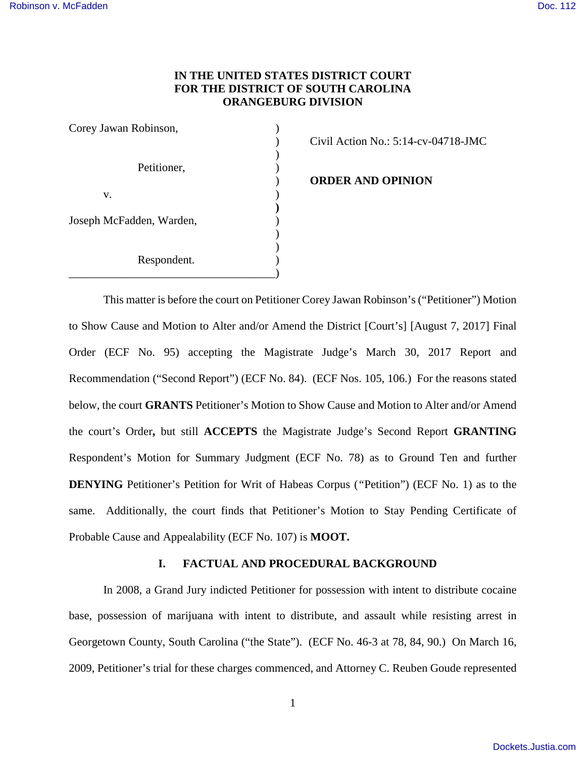**IN THE UNITED STATES DISTRICT COURT**
**FOR THE DISTRICT OF SOUTH CAROLINA**
**ORANGEBURG DIVISION**

| | | |
|---|---|---|
| Corey Jawan Robinson, | ) | Civil Action No.: 5:14-cv-04718-JMC |
| Petitioner, | ) | |
| v. | ) | **ORDER AND OPINION** |
| Joseph McFadden, Warden, | ) | |
| Respondent. | ) | |

This matter is before the court on Petitioner Corey Jawan Robinson's ("Petitioner") Motion to Show Cause and Motion to Alter and/or Amend the District [Court's] [August 7, 2017] Final Order (ECF No. 95) accepting the Magistrate Judge's March 30, 2017 Report and Recommendation ("Second Report") (ECF No. 84). (ECF Nos. 105, 106.) For the reasons stated below, the court **GRANTS** Petitioner's Motion to Show Cause and Motion to Alter and/or Amend the court's Order**,** but still **ACCEPTS** the Magistrate Judge's Second Report **GRANTING** Respondent's Motion for Summary Judgment (ECF No. 78) as to Ground Ten and further **DENYING** Petitioner's Petition for Writ of Habeas Corpus ("Petition") (ECF No. 1) as to the same. Additionally, the court finds that Petitioner's Motion to Stay Pending Certificate of Probable Cause and Appealability (ECF No. 107) is **MOOT.**

## I. FACTUAL AND PROCEDURAL BACKGROUND

In 2008, a Grand Jury indicted Petitioner for possession with intent to distribute cocaine base, possession of marijuana with intent to distribute, and assault while resisting arrest in Georgetown County, South Carolina ("the State"). (ECF No. 46-3 at 78, 84, 90.) On March 16, 2009, Petitioner's trial for these charges commenced, and Attorney C. Reuben Goude represented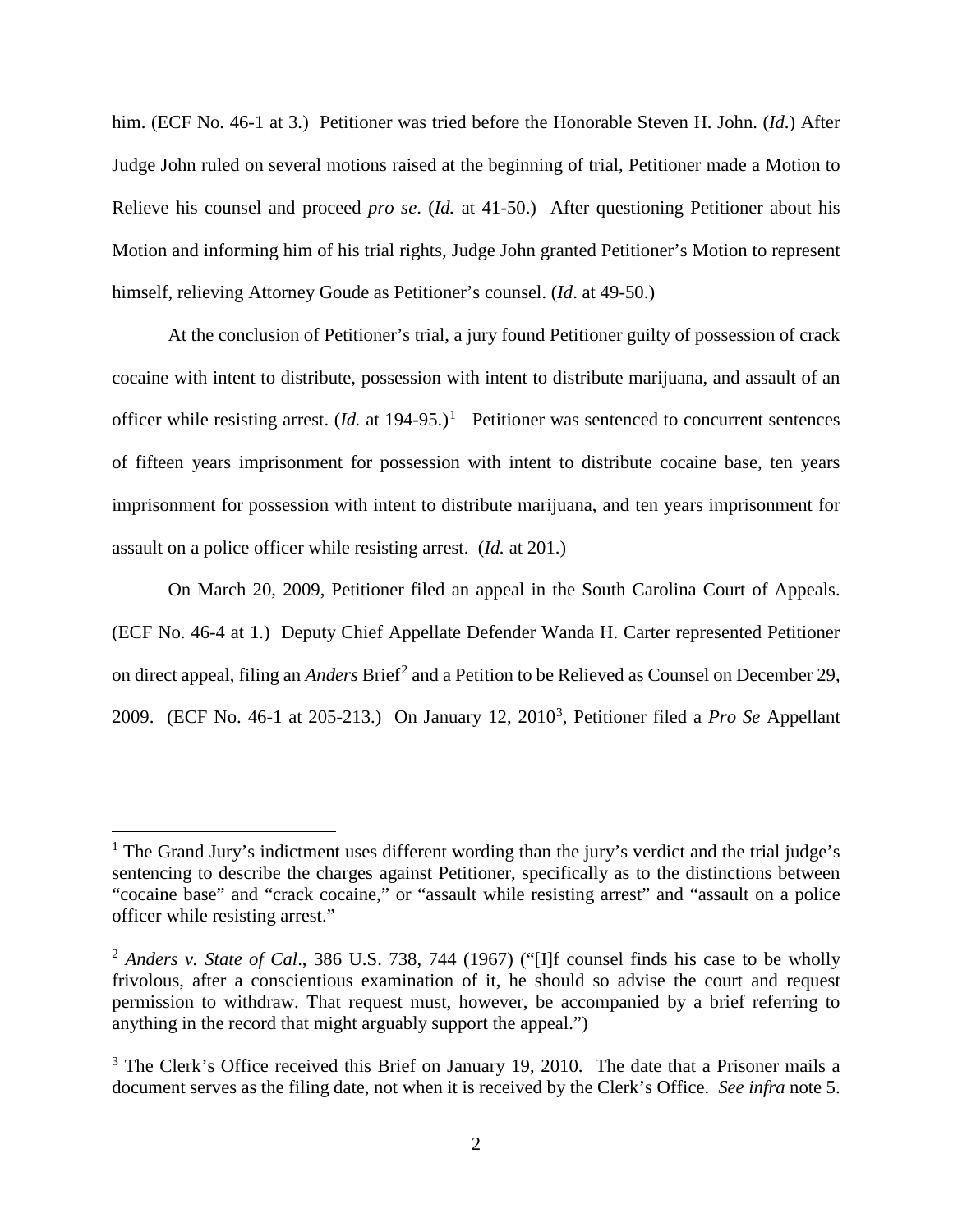him. (ECF No. 46-1 at 3.) Petitioner was tried before the Honorable Steven H. John. (*Id.*) After Judge John ruled on several motions raised at the beginning of trial, Petitioner made a Motion to Relieve his counsel and proceed *pro se*. (*Id.* at 41-50.) After questioning Petitioner about his Motion and informing him of his trial rights, Judge John granted Petitioner's Motion to represent himself, relieving Attorney Goude as Petitioner's counsel. (*Id*. at 49-50.)

At the conclusion of Petitioner's trial, a jury found Petitioner guilty of possession of crack cocaine with intent to distribute, possession with intent to distribute marijuana, and assault of an officer while resisting arrest. (*Id.* at 194-95.)[1] Petitioner was sentenced to concurrent sentences of fifteen years imprisonment for possession with intent to distribute cocaine base, ten years imprisonment for possession with intent to distribute marijuana, and ten years imprisonment for assault on a police officer while resisting arrest. (*Id.* at 201.)

On March 20, 2009, Petitioner filed an appeal in the South Carolina Court of Appeals. (ECF No. 46-4 at 1.) Deputy Chief Appellate Defender Wanda H. Carter represented Petitioner on direct appeal, filing an *Anders* Brief[2] and a Petition to be Relieved as Counsel on December 29, 2009. (ECF No. 46-1 at 205-213.) On January 12, 2010[3], Petitioner filed a *Pro Se* Appellant

---

[1] The Grand Jury's indictment uses different wording than the jury's verdict and the trial judge's sentencing to describe the charges against Petitioner, specifically as to the distinctions between "cocaine base" and "crack cocaine," or "assault while resisting arrest" and "assault on a police officer while resisting arrest."

[2] *Anders v. State of Cal*., 386 U.S. 738, 744 (1967) ("[I]f counsel finds his case to be wholly frivolous, after a conscientious examination of it, he should so advise the court and request permission to withdraw. That request must, however, be accompanied by a brief referring to anything in the record that might arguably support the appeal.")

[3] The Clerk's Office received this Brief on January 19, 2010. The date that a Prisoner mails a document serves as the filing date, not when it is received by the Clerk's Office. *See infra* note 5.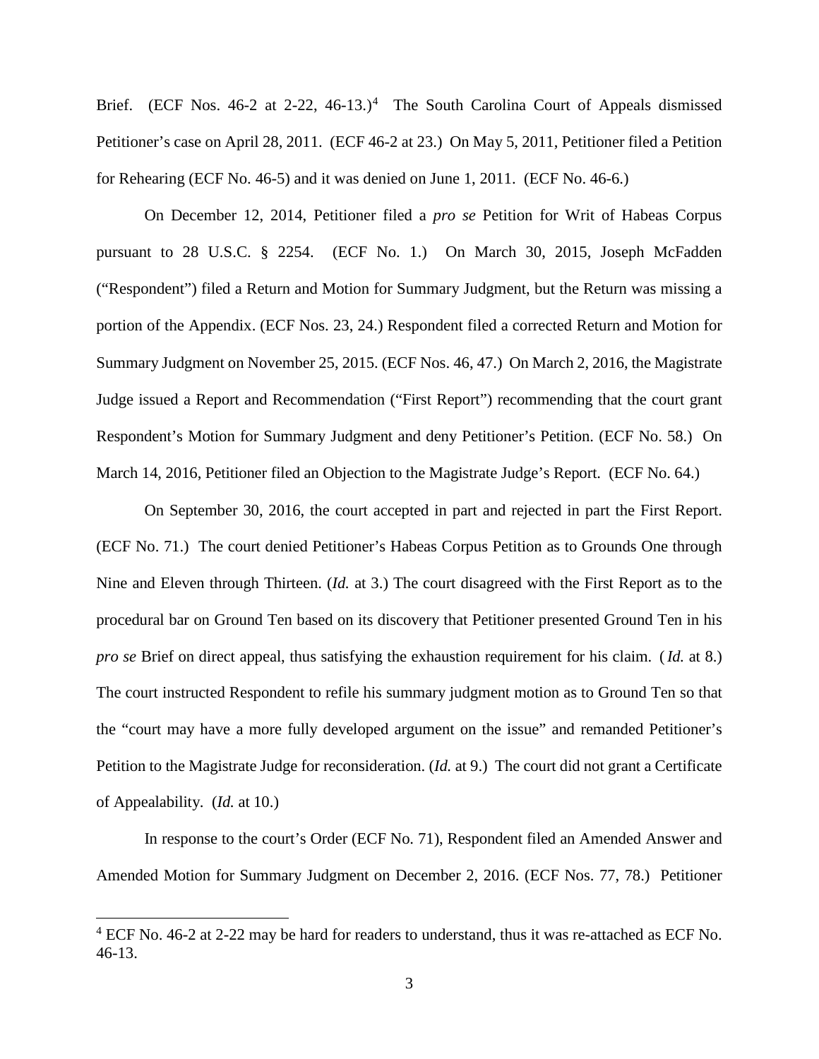Brief. (ECF Nos. 46-2 at 2-22, 46-13.)[4] The South Carolina Court of Appeals dismissed Petitioner's case on April 28, 2011. (ECF 46-2 at 23.) On May 5, 2011, Petitioner filed a Petition for Rehearing (ECF No. 46-5) and it was denied on June 1, 2011. (ECF No. 46-6.)

On December 12, 2014, Petitioner filed a *pro se* Petition for Writ of Habeas Corpus pursuant to 28 U.S.C. § 2254. (ECF No. 1.) On March 30, 2015, Joseph McFadden ("Respondent") filed a Return and Motion for Summary Judgment, but the Return was missing a portion of the Appendix. (ECF Nos. 23, 24.) Respondent filed a corrected Return and Motion for Summary Judgment on November 25, 2015. (ECF Nos. 46, 47.) On March 2, 2016, the Magistrate Judge issued a Report and Recommendation ("First Report") recommending that the court grant Respondent's Motion for Summary Judgment and deny Petitioner's Petition. (ECF No. 58.) On March 14, 2016, Petitioner filed an Objection to the Magistrate Judge's Report. (ECF No. 64.)

On September 30, 2016, the court accepted in part and rejected in part the First Report. (ECF No. 71.) The court denied Petitioner's Habeas Corpus Petition as to Grounds One through Nine and Eleven through Thirteen. (*Id.* at 3.) The court disagreed with the First Report as to the procedural bar on Ground Ten based on its discovery that Petitioner presented Ground Ten in his *pro se* Brief on direct appeal, thus satisfying the exhaustion requirement for his claim. (*Id.* at 8.) The court instructed Respondent to refile his summary judgment motion as to Ground Ten so that the "court may have a more fully developed argument on the issue" and remanded Petitioner's Petition to the Magistrate Judge for reconsideration. (*Id.* at 9.) The court did not grant a Certificate of Appealability. (*Id.* at 10.)

In response to the court's Order (ECF No. 71), Respondent filed an Amended Answer and Amended Motion for Summary Judgment on December 2, 2016. (ECF Nos. 77, 78.) Petitioner

---

[4] ECF No. 46-2 at 2-22 may be hard for readers to understand, thus it was re-attached as ECF No. 46-13.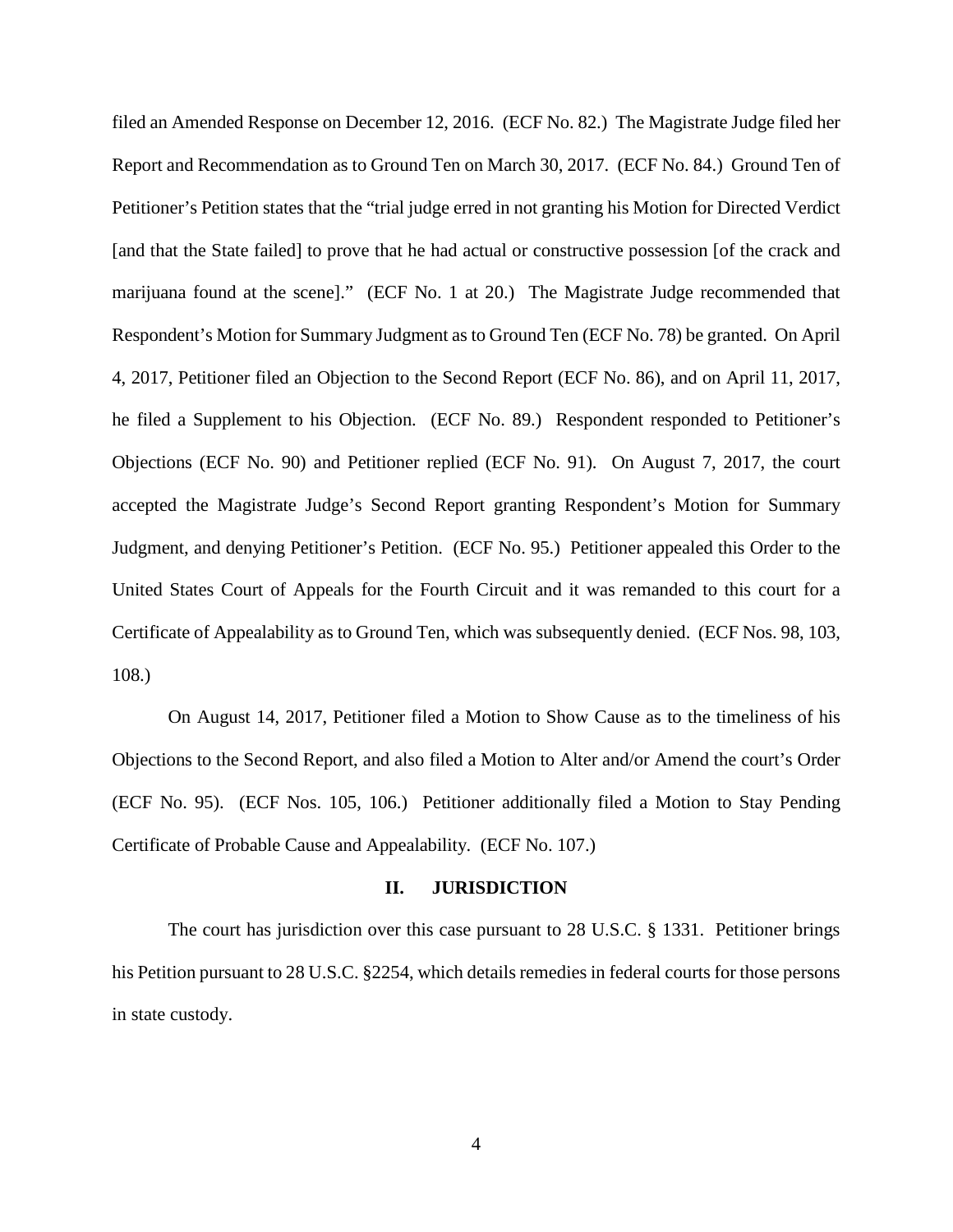filed an Amended Response on December 12, 2016. (ECF No. 82.) The Magistrate Judge filed her Report and Recommendation as to Ground Ten on March 30, 2017. (ECF No. 84.) Ground Ten of Petitioner's Petition states that the "trial judge erred in not granting his Motion for Directed Verdict [and that the State failed] to prove that he had actual or constructive possession [of the crack and marijuana found at the scene]." (ECF No. 1 at 20.) The Magistrate Judge recommended that Respondent's Motion for Summary Judgment as to Ground Ten (ECF No. 78) be granted. On April 4, 2017, Petitioner filed an Objection to the Second Report (ECF No. 86), and on April 11, 2017, he filed a Supplement to his Objection. (ECF No. 89.) Respondent responded to Petitioner's Objections (ECF No. 90) and Petitioner replied (ECF No. 91). On August 7, 2017, the court accepted the Magistrate Judge's Second Report granting Respondent's Motion for Summary Judgment, and denying Petitioner's Petition. (ECF No. 95.) Petitioner appealed this Order to the United States Court of Appeals for the Fourth Circuit and it was remanded to this court for a Certificate of Appealability as to Ground Ten, which was subsequently denied. (ECF Nos. 98, 103, 108.)

On August 14, 2017, Petitioner filed a Motion to Show Cause as to the timeliness of his Objections to the Second Report, and also filed a Motion to Alter and/or Amend the court's Order (ECF No. 95). (ECF Nos. 105, 106.) Petitioner additionally filed a Motion to Stay Pending Certificate of Probable Cause and Appealability. (ECF No. 107.)

## II. JURISDICTION

The court has jurisdiction over this case pursuant to 28 U.S.C. § 1331. Petitioner brings his Petition pursuant to 28 U.S.C. §2254, which details remedies in federal courts for those persons in state custody.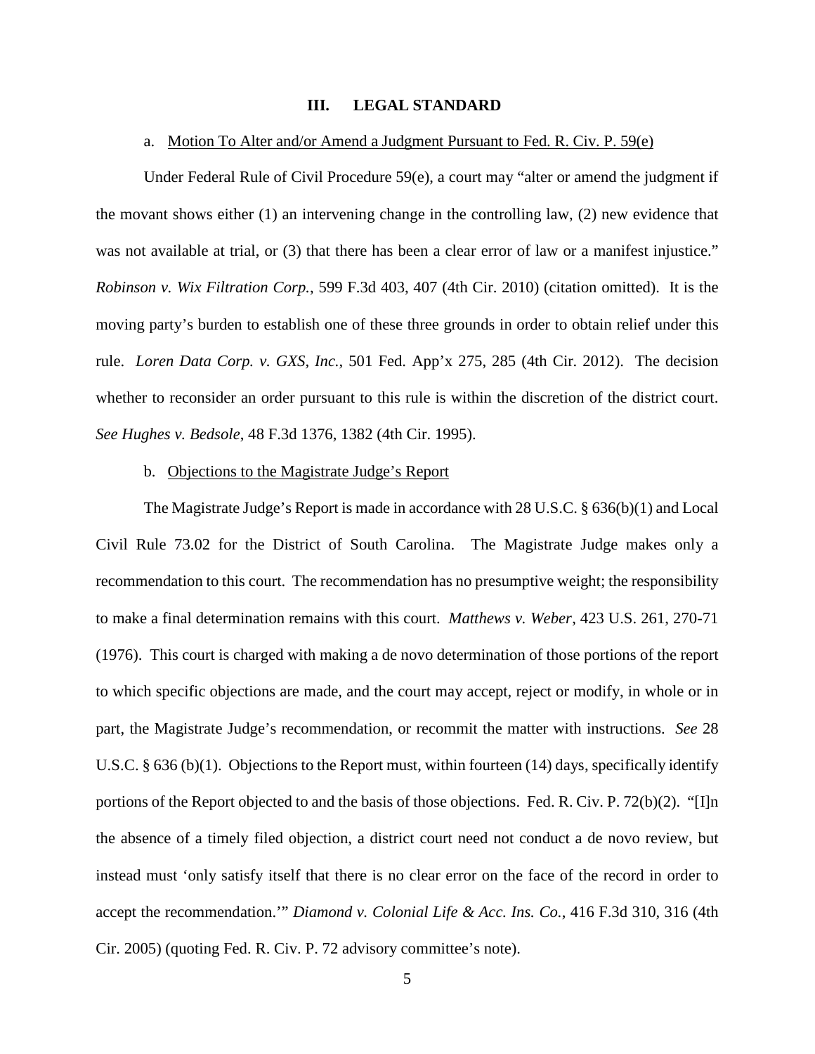## III. LEGAL STANDARD

### a. Motion To Alter and/or Amend a Judgment Pursuant to Fed. R. Civ. P. 59(e)

Under Federal Rule of Civil Procedure 59(e), a court may "alter or amend the judgment if the movant shows either (1) an intervening change in the controlling law, (2) new evidence that was not available at trial, or (3) that there has been a clear error of law or a manifest injustice." *Robinson v. Wix Filtration Corp.*, 599 F.3d 403, 407 (4th Cir. 2010) (citation omitted). It is the moving party's burden to establish one of these three grounds in order to obtain relief under this rule. *Loren Data Corp. v. GXS, Inc.*, 501 Fed. App'x 275, 285 (4th Cir. 2012). The decision whether to reconsider an order pursuant to this rule is within the discretion of the district court. *See Hughes v. Bedsole*, 48 F.3d 1376, 1382 (4th Cir. 1995).

### b. Objections to the Magistrate Judge's Report

The Magistrate Judge's Report is made in accordance with 28 U.S.C. § 636(b)(1) and Local Civil Rule 73.02 for the District of South Carolina. The Magistrate Judge makes only a recommendation to this court. The recommendation has no presumptive weight; the responsibility to make a final determination remains with this court. *Matthews v. Weber*, 423 U.S. 261, 270-71 (1976). This court is charged with making a de novo determination of those portions of the report to which specific objections are made, and the court may accept, reject or modify, in whole or in part, the Magistrate Judge's recommendation, or recommit the matter with instructions. *See* 28 U.S.C. § 636 (b)(1). Objections to the Report must, within fourteen (14) days, specifically identify portions of the Report objected to and the basis of those objections. Fed. R. Civ. P. 72(b)(2). "[I]n the absence of a timely filed objection, a district court need not conduct a de novo review, but instead must 'only satisfy itself that there is no clear error on the face of the record in order to accept the recommendation.'" *Diamond v. Colonial Life & Acc. Ins. Co.*, 416 F.3d 310, 316 (4th Cir. 2005) (quoting Fed. R. Civ. P. 72 advisory committee's note).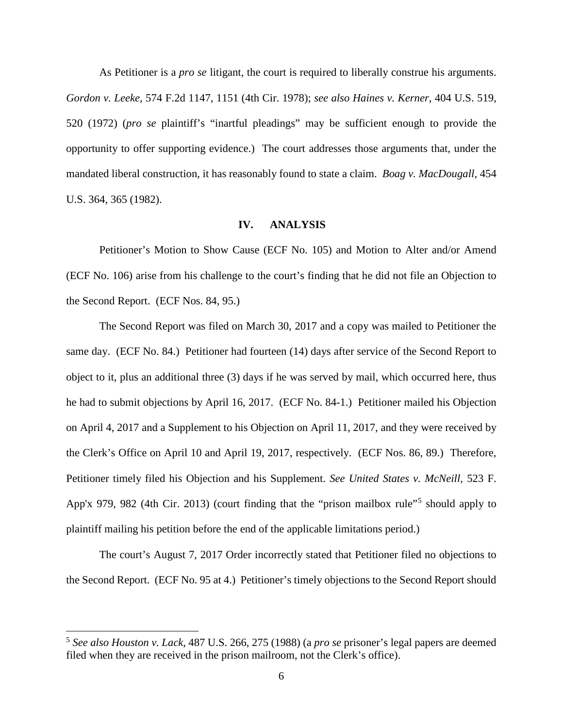As Petitioner is a *pro se* litigant, the court is required to liberally construe his arguments. *Gordon v. Leeke*, 574 F.2d 1147, 1151 (4th Cir. 1978); *see also Haines v. Kerner*, 404 U.S. 519, 520 (1972) (*pro se* plaintiff's "inartful pleadings" may be sufficient enough to provide the opportunity to offer supporting evidence.) The court addresses those arguments that, under the mandated liberal construction, it has reasonably found to state a claim. *Boag v. MacDougall*, 454 U.S. 364, 365 (1982).

## IV. ANALYSIS

Petitioner's Motion to Show Cause (ECF No. 105) and Motion to Alter and/or Amend (ECF No. 106) arise from his challenge to the court's finding that he did not file an Objection to the Second Report. (ECF Nos. 84, 95.)

The Second Report was filed on March 30, 2017 and a copy was mailed to Petitioner the same day. (ECF No. 84.) Petitioner had fourteen (14) days after service of the Second Report to object to it, plus an additional three (3) days if he was served by mail, which occurred here, thus he had to submit objections by April 16, 2017. (ECF No. 84-1.) Petitioner mailed his Objection on April 4, 2017 and a Supplement to his Objection on April 11, 2017, and they were received by the Clerk's Office on April 10 and April 19, 2017, respectively. (ECF Nos. 86, 89.) Therefore, Petitioner timely filed his Objection and his Supplement. *See United States v. McNeill*, 523 F. App'x 979, 982 (4th Cir. 2013) (court finding that the "prison mailbox rule"[5] should apply to plaintiff mailing his petition before the end of the applicable limitations period.)

The court's August 7, 2017 Order incorrectly stated that Petitioner filed no objections to the Second Report. (ECF No. 95 at 4.) Petitioner's timely objections to the Second Report should

---

[5] *See also Houston v. Lack*, 487 U.S. 266, 275 (1988) (a *pro se* prisoner's legal papers are deemed filed when they are received in the prison mailroom, not the Clerk's office).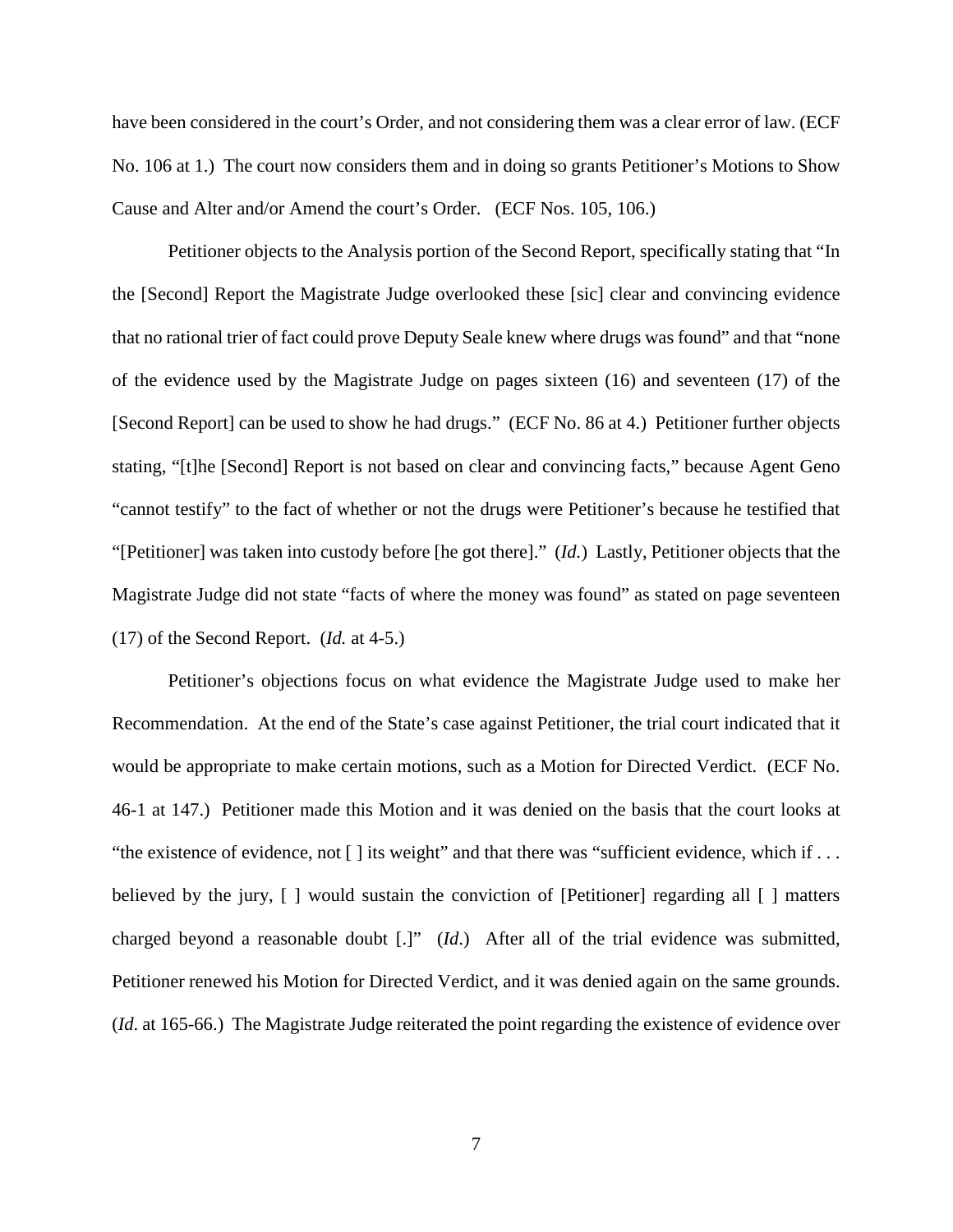have been considered in the court's Order, and not considering them was a clear error of law. (ECF No. 106 at 1.) The court now considers them and in doing so grants Petitioner's Motions to Show Cause and Alter and/or Amend the court's Order. (ECF Nos. 105, 106.)

Petitioner objects to the Analysis portion of the Second Report, specifically stating that "In the [Second] Report the Magistrate Judge overlooked these [sic] clear and convincing evidence that no rational trier of fact could prove Deputy Seale knew where drugs was found" and that "none of the evidence used by the Magistrate Judge on pages sixteen (16) and seventeen (17) of the [Second Report] can be used to show he had drugs." (ECF No. 86 at 4.) Petitioner further objects stating, "[t]he [Second] Report is not based on clear and convincing facts," because Agent Geno "cannot testify" to the fact of whether or not the drugs were Petitioner's because he testified that "[Petitioner] was taken into custody before [he got there]." (*Id.*) Lastly, Petitioner objects that the Magistrate Judge did not state "facts of where the money was found" as stated on page seventeen (17) of the Second Report. (*Id.* at 4-5.)

Petitioner's objections focus on what evidence the Magistrate Judge used to make her Recommendation. At the end of the State's case against Petitioner, the trial court indicated that it would be appropriate to make certain motions, such as a Motion for Directed Verdict. (ECF No. 46-1 at 147.) Petitioner made this Motion and it was denied on the basis that the court looks at "the existence of evidence, not [ ] its weight" and that there was "sufficient evidence, which if . . . believed by the jury, [ ] would sustain the conviction of [Petitioner] regarding all [ ] matters charged beyond a reasonable doubt [.]" (*Id*.) After all of the trial evidence was submitted, Petitioner renewed his Motion for Directed Verdict, and it was denied again on the same grounds. (*Id*. at 165-66.) The Magistrate Judge reiterated the point regarding the existence of evidence over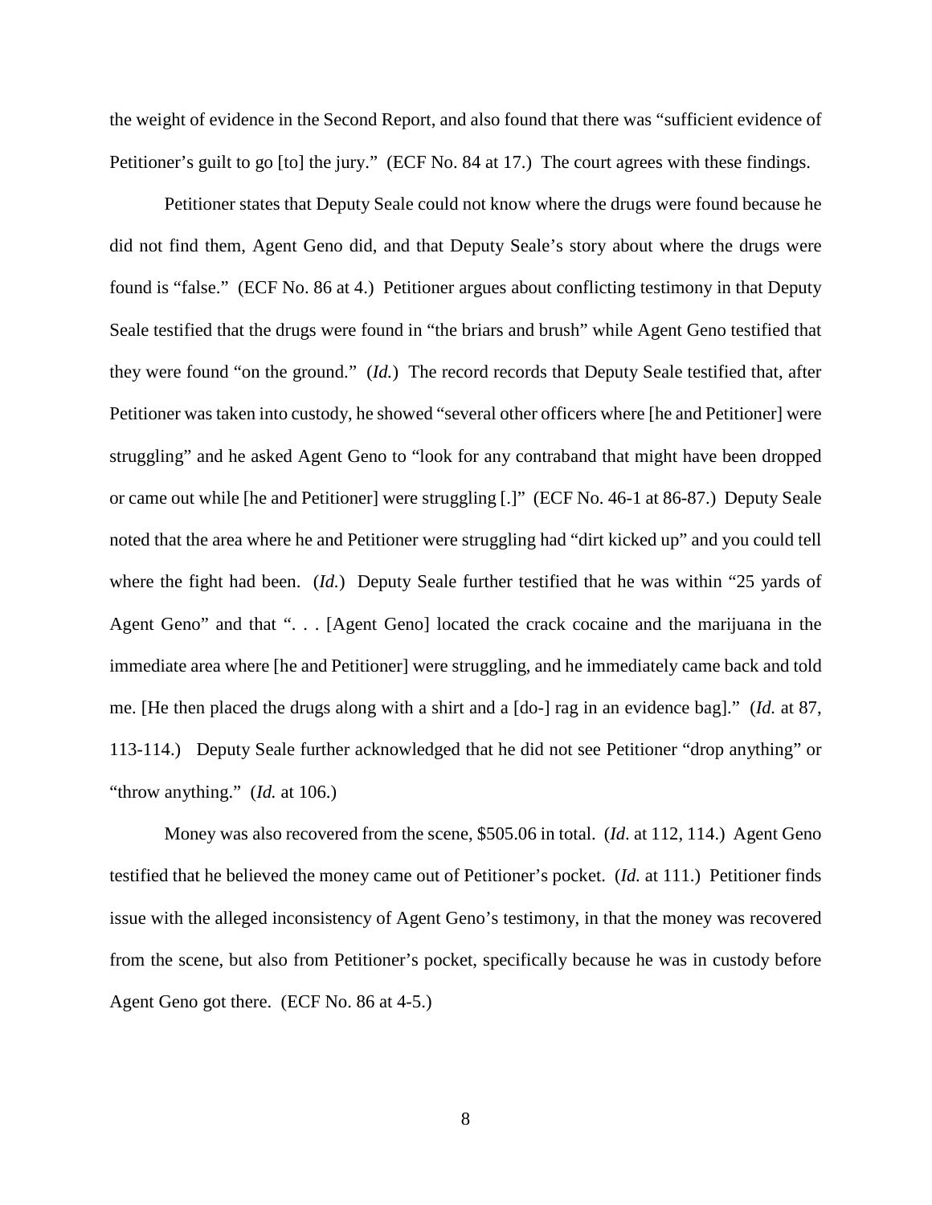the weight of evidence in the Second Report, and also found that there was "sufficient evidence of Petitioner's guilt to go [to] the jury." (ECF No. 84 at 17.) The court agrees with these findings.

Petitioner states that Deputy Seale could not know where the drugs were found because he did not find them, Agent Geno did, and that Deputy Seale's story about where the drugs were found is "false." (ECF No. 86 at 4.) Petitioner argues about conflicting testimony in that Deputy Seale testified that the drugs were found in "the briars and brush" while Agent Geno testified that they were found "on the ground." (*Id.*) The record records that Deputy Seale testified that, after Petitioner was taken into custody, he showed "several other officers where [he and Petitioner] were struggling" and he asked Agent Geno to "look for any contraband that might have been dropped or came out while [he and Petitioner] were struggling [.]" (ECF No. 46-1 at 86-87.) Deputy Seale noted that the area where he and Petitioner were struggling had "dirt kicked up" and you could tell where the fight had been. (*Id.*) Deputy Seale further testified that he was within "25 yards of Agent Geno" and that ". . . [Agent Geno] located the crack cocaine and the marijuana in the immediate area where [he and Petitioner] were struggling, and he immediately came back and told me. [He then placed the drugs along with a shirt and a [do-] rag in an evidence bag]." (*Id.* at 87, 113-114.) Deputy Seale further acknowledged that he did not see Petitioner "drop anything" or "throw anything." (*Id.* at 106.)

Money was also recovered from the scene, $505.06 in total. (*Id.* at 112, 114.) Agent Geno testified that he believed the money came out of Petitioner's pocket. (*Id.* at 111.) Petitioner finds issue with the alleged inconsistency of Agent Geno's testimony, in that the money was recovered from the scene, but also from Petitioner's pocket, specifically because he was in custody before Agent Geno got there. (ECF No. 86 at 4-5.)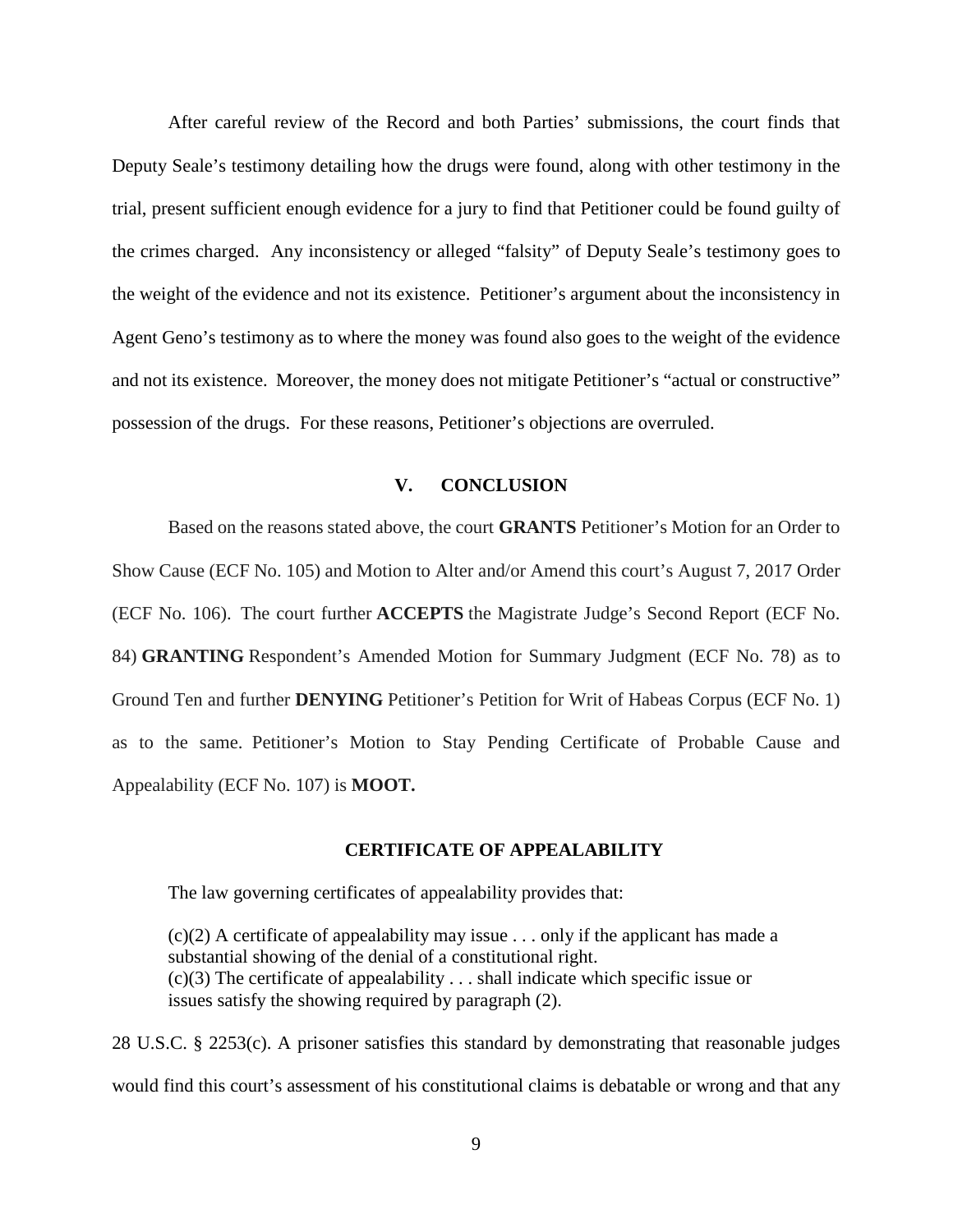After careful review of the Record and both Parties' submissions, the court finds that Deputy Seale's testimony detailing how the drugs were found, along with other testimony in the trial, present sufficient enough evidence for a jury to find that Petitioner could be found guilty of the crimes charged. Any inconsistency or alleged "falsity" of Deputy Seale's testimony goes to the weight of the evidence and not its existence. Petitioner's argument about the inconsistency in Agent Geno's testimony as to where the money was found also goes to the weight of the evidence and not its existence. Moreover, the money does not mitigate Petitioner's "actual or constructive" possession of the drugs. For these reasons, Petitioner's objections are overruled.

## V. CONCLUSION

Based on the reasons stated above, the court **GRANTS** Petitioner's Motion for an Order to Show Cause (ECF No. 105) and Motion to Alter and/or Amend this court's August 7, 2017 Order (ECF No. 106). The court further **ACCEPTS** the Magistrate Judge's Second Report (ECF No. 84) **GRANTING** Respondent's Amended Motion for Summary Judgment (ECF No. 78) as to Ground Ten and further **DENYING** Petitioner's Petition for Writ of Habeas Corpus (ECF No. 1) as to the same. Petitioner's Motion to Stay Pending Certificate of Probable Cause and Appealability (ECF No. 107) is **MOOT.**

## CERTIFICATE OF APPEALABILITY

The law governing certificates of appealability provides that:

> (c)(2) A certificate of appealability may issue . . . only if the applicant has made a substantial showing of the denial of a constitutional right.
> (c)(3) The certificate of appealability . . . shall indicate which specific issue or issues satisfy the showing required by paragraph (2).

28 U.S.C. § 2253(c). A prisoner satisfies this standard by demonstrating that reasonable judges would find this court's assessment of his constitutional claims is debatable or wrong and that any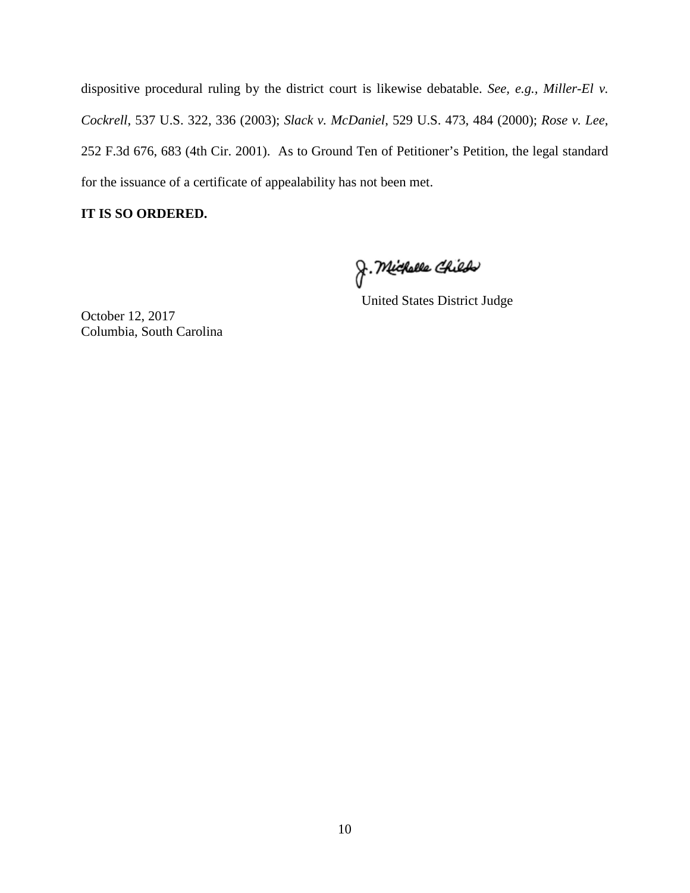dispositive procedural ruling by the district court is likewise debatable. *See, e.g.*, *Miller-El v. Cockrell*, 537 U.S. 322, 336 (2003); *Slack v. McDaniel*, 529 U.S. 473, 484 (2000); *Rose v. Lee*, 252 F.3d 676, 683 (4th Cir. 2001). As to Ground Ten of Petitioner's Petition, the legal standard for the issuance of a certificate of appealability has not been met.

**IT IS SO ORDERED.**

J. Michelle Childs

United States District Judge

October 12, 2017
Columbia, South Carolina